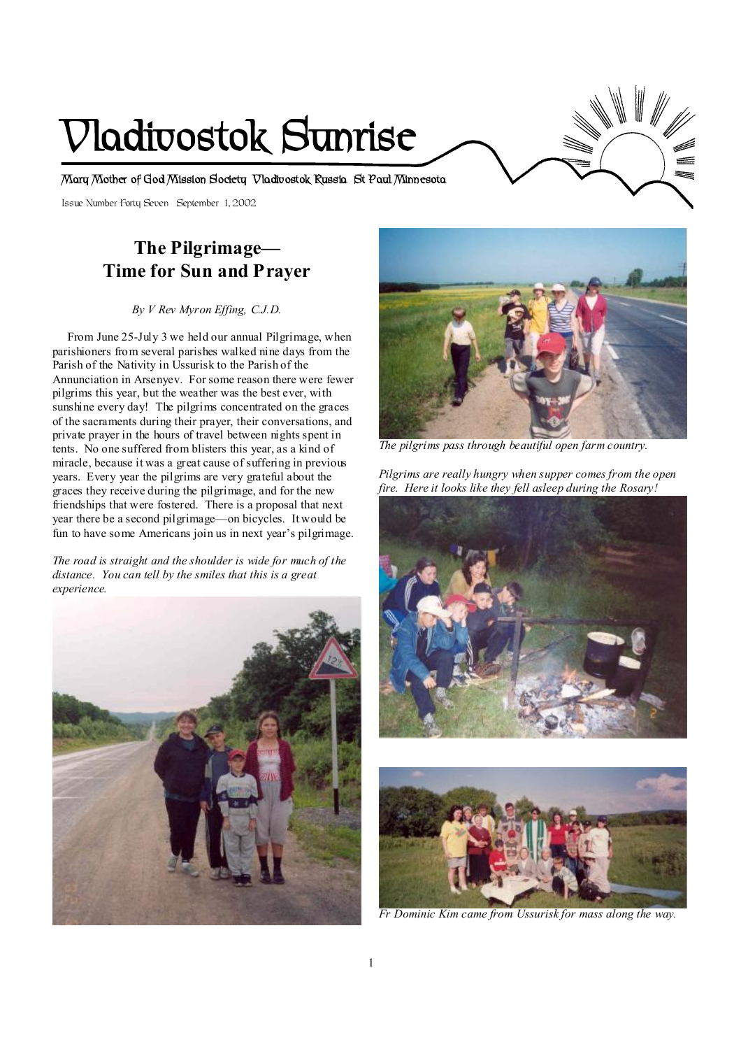# Vladivostok Sunrise

Mary Mother of God Mission Society Vladivostok Russia St Paul Minnesota

Issue Number Forty Seven September 1, 2002

## The Pilgrimage— Time for Sun and Prayer

*By V Rev Myron Effing, C.J.D.*

From June 25-July 3 we held our annual Pilgrimage, when parishioners from several parishes walked nine days from the Parish of the Nativity in Ussurisk to the Parish of the Annunciation in Arsenyev. For some reason there were fewer pilgrims this year, but the weather was the best ever, with sunshine every day! The pilgrims concentrated on the graces of the sacraments during their prayer, their conversations, and private prayer in the hours of travel between nights spent in tents. No one suffered from blisters this year, as a kind of miracle, because it was a great cause of suffering in previous years. Every year the pilgrims are very grateful about the graces they receive during the pilgrimage, and for the new friendships that were fostered. There is a proposal that next year there be a second pilgrimage—on bicycles. It would be fun to have some Americans join us in next year's pilgrimage.

*The road is straight and the shoulder is wide for much of the distance. You can tell by the smiles that this is a great experience.*

*The pilgrims pass through beautiful open farm country.*

*Pilgrims are really hungry when supper comes from the open fire. Here it looks like they fell asleep during the Rosary!*

*Fr Dominic Kim came from Ussurisk for mass along the way.*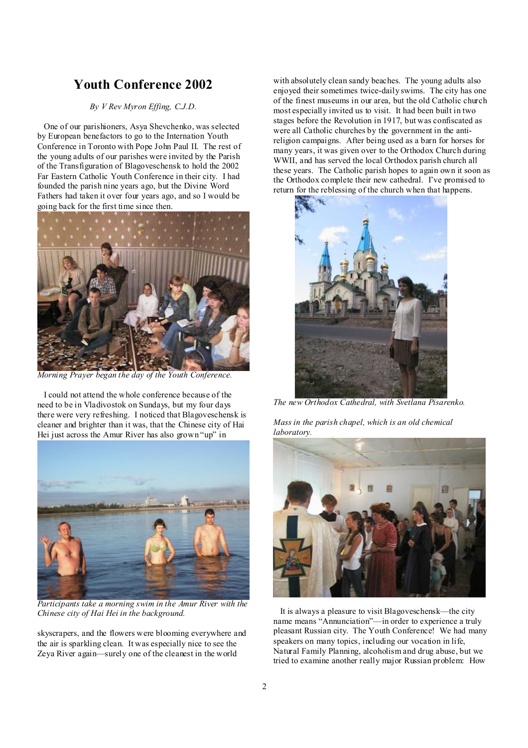# Youth Conference 2002

*By V Rev Myron Effing, C.J.D.*

One of our parishioners, Asya Shevchenko, was selected by European benefactors to go to the Internation Youth Conference in Toronto with Pope John Paul II. The rest of the young adults of our parishes were invited by the Parish of the Transfiguration of Blagoveschensk to hold the 2002 Far Eastern Catholic Youth Conference in their city. I had founded the parish nine years ago, but the Divine Word Fathers had taken it over four years ago, and so I would be going back for the first time since then.

*Morning Prayer began the day of the Youth Conference.*

I could not attend the whole conference because of the need to be in Vladivostok on Sundays, but my four days there were very refreshing. I noticed that Blagoveschensk is cleaner and brighter than it was, that the Chinese city of Hai Hei just across the Amur River has also grown "up" in skyscrapers, and the flowers were blooming everywhere and the air is sparkling clean. It was especially nice to see the Zeya River again—surely one of the cleanest in the world with absolutely clean sandy beaches. The young adults also enjoyed their sometimes twice-daily swims. The city has one of the finest museums in our area, but the old Catholic church most especially invited us to visit. It had been built in two stages before the Revolution in 1917, but was confiscated as were all Catholic churches by the government in the anti-religion campaigns. After being used as a barn for horses for many years, it was given over to the Orthodox Church during WWII, and has served the local Orthodox parish church all these years. The Catholic parish hopes to again own it soon as the Orthodox complete their new cathedral. I've promised to return for the reblessing of the church when that happens.

*Participants take a morning swim in the Amur River with the Chinese city of Hai Hei in the background.*

*The new Orthodox Cathedral, with Svetlana Pisarenko.*

*Mass in the parish chapel, which is an old chemical laboratory.*

It is always a pleasure to visit Blagoveschensk—the city name means "Annunciation"—in order to experience a truly pleasant Russian city. The Youth Conference! We had many speakers on many topics, including our vocation in life, Natural Family Planning, alcoholism and drug abuse, but we tried to examine another really major Russian problem: How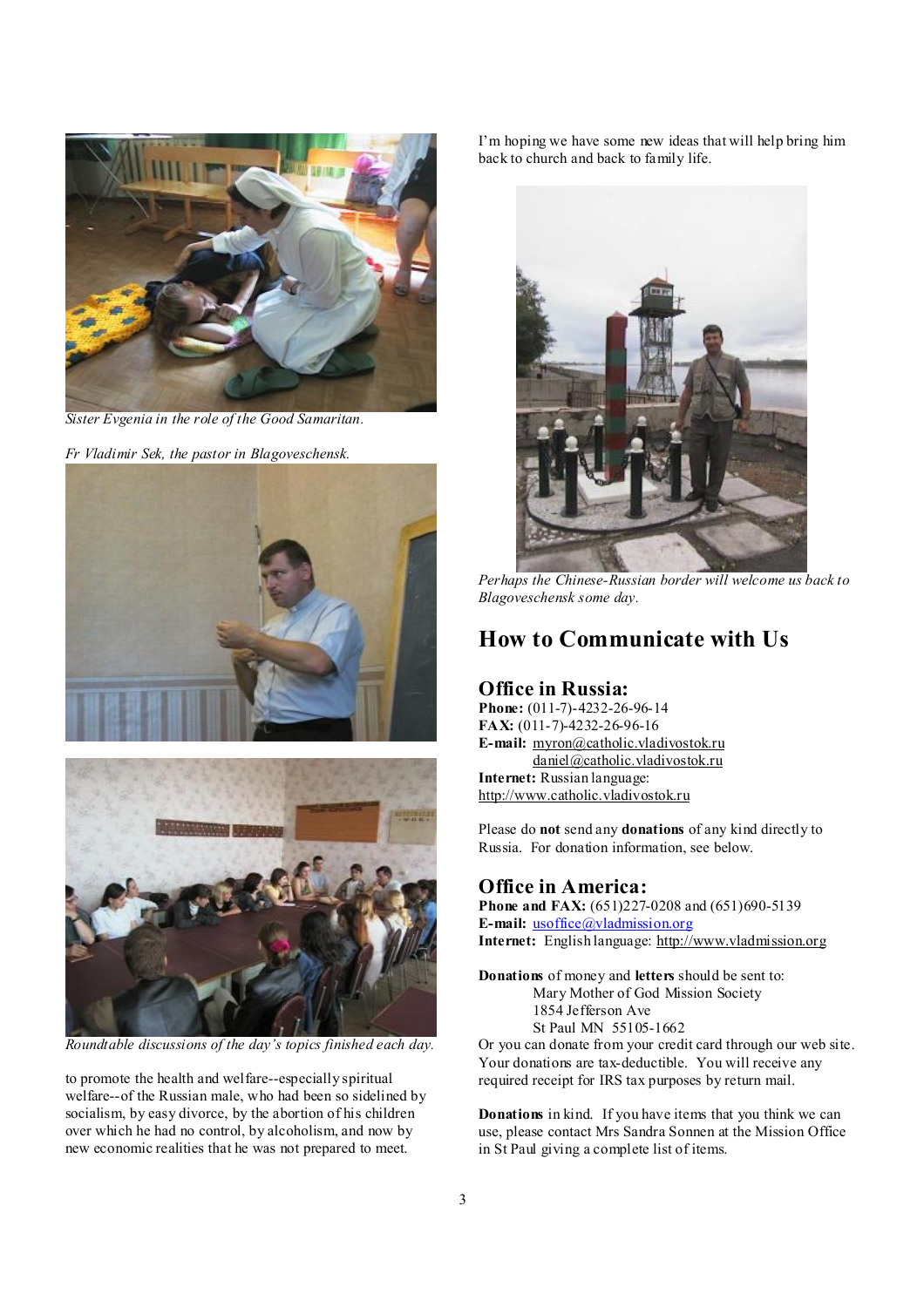*Sister Evgenia in the role of the Good Samaritan.*

*Fr Vladimir Sek, the pastor in Blagoveschensk.*

*Roundtable discussions of the day's topics finished each day.*

to promote the health and welfare--especially spiritual welfare--of the Russian male, who had been so sidelined by socialism, by easy divorce, by the abortion of his children over which he had no control, by alcoholism, and now by new economic realities that he was not prepared to meet.

I'm hoping we have some new ideas that will help bring him back to church and back to family life.

*Perhaps the Chinese-Russian border will welcome us back to Blagoveschensk some day.*

# How to Communicate with Us

## Office in Russia:

**Phone:** (011-7)-4232-26-96-14
**FAX:** (011-7)-4232-26-96-16
**E-mail:** myron@catholic.vladivostok.ru
daniel@catholic.vladivostok.ru
**Internet:** Russian language:
http://www.catholic.vladivostok.ru

Please do **not** send any **donations** of any kind directly to Russia. For donation information, see below.

## Office in America:

**Phone and FAX:** (651)227-0208 and (651)690-5139
**E-mail:** usoffice@vladmission.org
**Internet:** English language: http://www.vladmission.org

**Donations** of money and **letters** should be sent to:

Mary Mother of God Mission Society
1854 Jefferson Ave
St Paul MN 55105-1662

Or you can donate from your credit card through our web site. Your donations are tax-deductible. You will receive any required receipt for IRS tax purposes by return mail.

**Donations** in kind. If you have items that you think we can use, please contact Mrs Sandra Sonnen at the Mission Office in St Paul giving a complete list of items.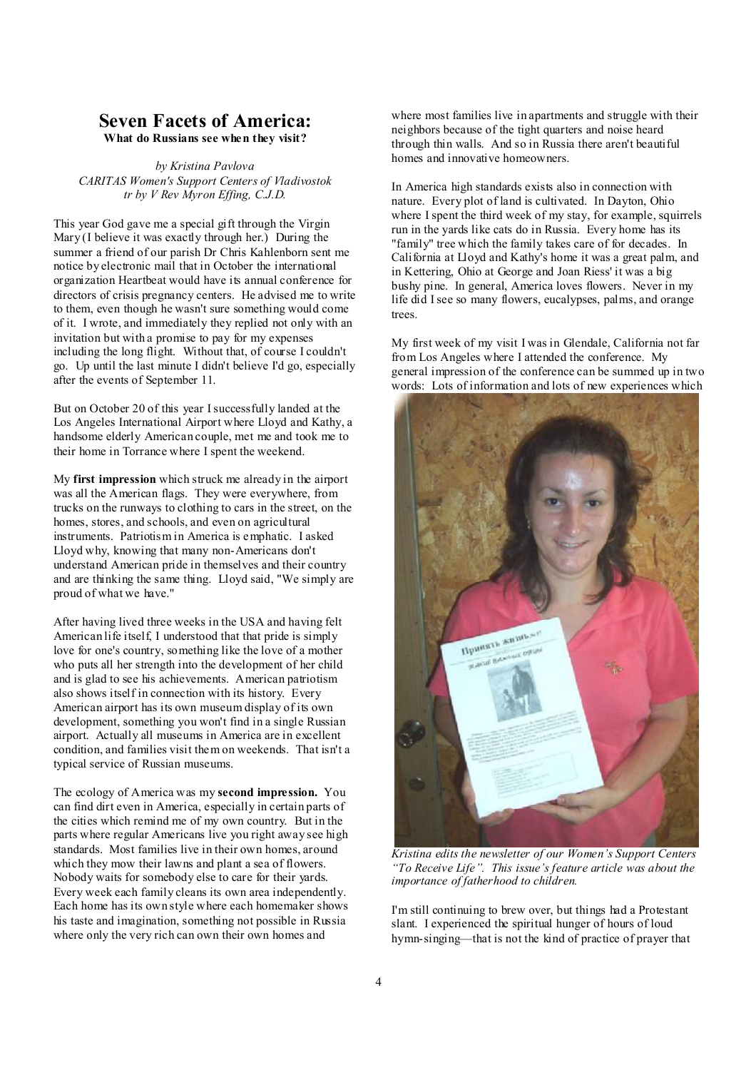## Seven Facets of America:

**What do Russians see when they visit?**

*by Kristina Pavlova*
*CARITAS Women's Support Centers of Vladivostok*
*tr by V Rev Myron Effing, C.J.D.*

This year God gave me a special gift through the Virgin Mary (I believe it was exactly through her.) During the summer a friend of our parish Dr Chris Kahlenborn sent me notice by electronic mail that in October the international organization Heartbeat would have its annual conference for directors of crisis pregnancy centers. He advised me to write to them, even though he wasn't sure something would come of it. I wrote, and immediately they replied not only with an invitation but with a promise to pay for my expenses including the long flight. Without that, of course I couldn't go. Up until the last minute I didn't believe I'd go, especially after the events of September 11.

But on October 20 of this year I successfully landed at the Los Angeles International Airport where Lloyd and Kathy, a handsome elderly American couple, met me and took me to their home in Torrance where I spent the weekend.

My **first impression** which struck me already in the airport was all the American flags. They were everywhere, from trucks on the runways to clothing to cars in the street, on the homes, stores, and schools, and even on agricultural instruments. Patriotism in America is emphatic. I asked Lloyd why, knowing that many non-Americans don't understand American pride in themselves and their country and are thinking the same thing. Lloyd said, "We simply are proud of what we have."

After having lived three weeks in the USA and having felt American life itself, I understood that that pride is simply love for one's country, something like the love of a mother who puts all her strength into the development of her child and is glad to see his achievements. American patriotism also shows itself in connection with its history. Every American airport has its own museum display of its own development, something you won't find in a single Russian airport. Actually all museums in America are in excellent condition, and families visit them on weekends. That isn't a typical service of Russian museums.

The ecology of America was my **second impression.** You can find dirt even in America, especially in certain parts of the cities which remind me of my own country. But in the parts where regular Americans live you right away see high standards. Most families live in their own homes, around which they mow their lawns and plant a sea of flowers. Nobody waits for somebody else to care for their yards. Every week each family cleans its own area independently. Each home has its own style where each homemaker shows his taste and imagination, something not possible in Russia where only the very rich can own their own homes and where most families live in apartments and struggle with their neighbors because of the tight quarters and noise heard through thin walls. And so in Russia there aren't beautiful homes and innovative homeowners.

In America high standards exists also in connection with nature. Every plot of land is cultivated. In Dayton, Ohio where I spent the third week of my stay, for example, squirrels run in the yards like cats do in Russia. Every home has its "family" tree which the family takes care of for decades. In California at Lloyd and Kathy's home it was a great palm, and in Kettering, Ohio at George and Joan Riess' it was a big bushy pine. In general, America loves flowers. Never in my life did I see so many flowers, eucalypses, palms, and orange trees.

My first week of my visit I was in Glendale, California not far from Los Angeles where I attended the conference. My general impression of the conference can be summed up in two words: Lots of information and lots of new experiences which

*Kristina edits the newsletter of our Women's Support Centers "To Receive Life". This issue's feature article was about the importance of fatherhood to children.*

I'm still continuing to brew over, but things had a Protestant slant. I experienced the spiritual hunger of hours of loud hymn-singing—that is not the kind of practice of prayer that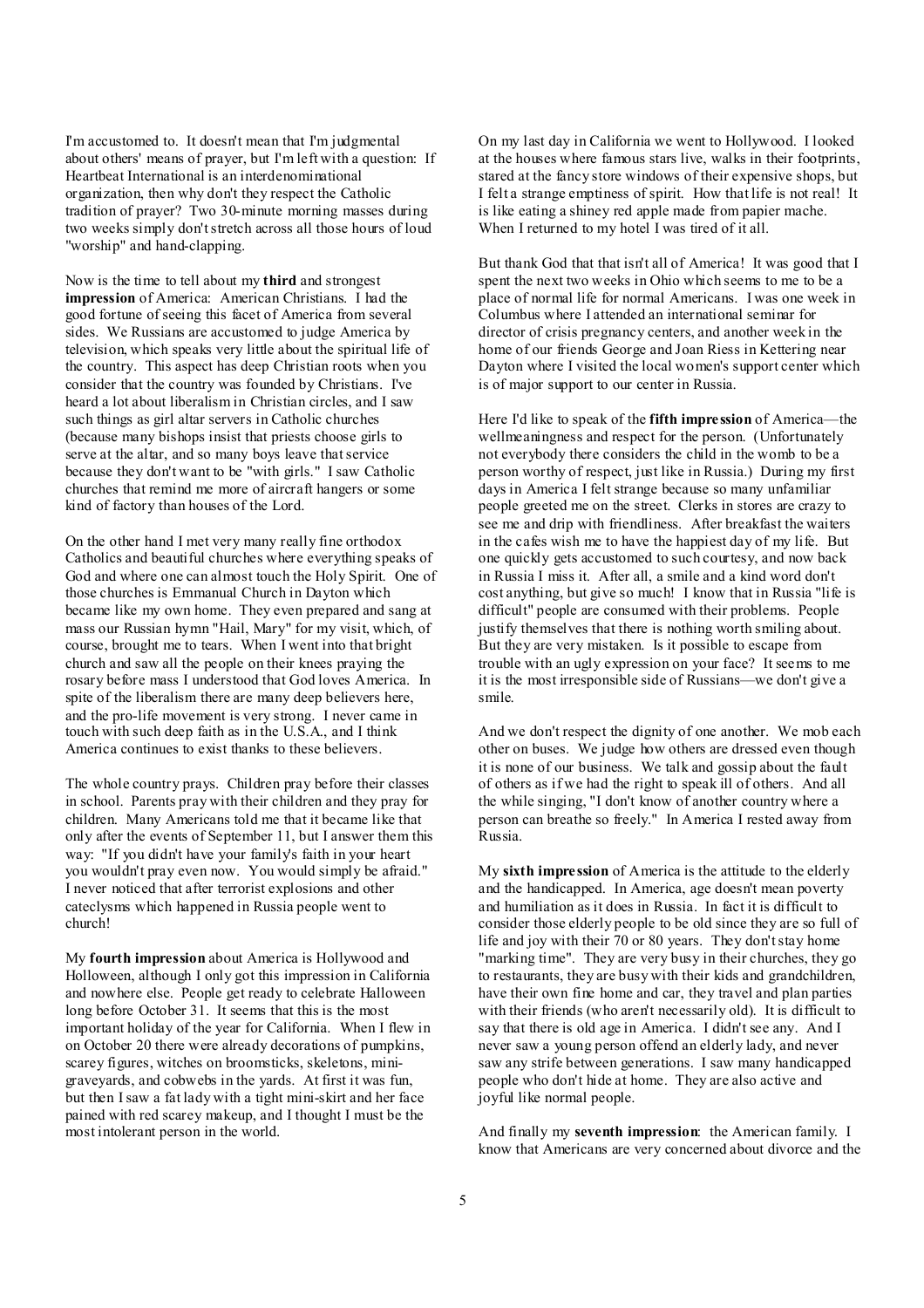I'm accustomed to. It doesn't mean that I'm judgmental about others' means of prayer, but I'm left with a question: If Heartbeat International is an interdenominational organization, then why don't they respect the Catholic tradition of prayer? Two 30-minute morning masses during two weeks simply don't stretch across all those hours of loud "worship" and hand-clapping.

Now is the time to tell about my **third** and strongest **impression** of America: American Christians. I had the good fortune of seeing this facet of America from several sides. We Russians are accustomed to judge America by television, which speaks very little about the spiritual life of the country. This aspect has deep Christian roots when you consider that the country was founded by Christians. I've heard a lot about liberalism in Christian circles, and I saw such things as girl altar servers in Catholic churches (because many bishops insist that priests choose girls to serve at the altar, and so many boys leave that service because they don't want to be "with girls." I saw Catholic churches that remind me more of aircraft hangers or some kind of factory than houses of the Lord.

On the other hand I met very many really fine orthodox Catholics and beautiful churches where everything speaks of God and where one can almost touch the Holy Spirit. One of those churches is Emmanual Church in Dayton which became like my own home. They even prepared and sang at mass our Russian hymn "Hail, Mary" for my visit, which, of course, brought me to tears. When I went into that bright church and saw all the people on their knees praying the rosary before mass I understood that God loves America. In spite of the liberalism there are many deep believers here, and the pro-life movement is very strong. I never came in touch with such deep faith as in the U.S.A., and I think America continues to exist thanks to these believers.

The whole country prays. Children pray before their classes in school. Parents pray with their children and they pray for children. Many Americans told me that it became like that only after the events of September 11, but I answer them this way: "If you didn't have your family's faith in your heart you wouldn't pray even now. You would simply be afraid." I never noticed that after terrorist explosions and other cateclysms which happened in Russia people went to church!

My **fourth impression** about America is Hollywood and Holloween, although I only got this impression in California and nowhere else. People get ready to celebrate Halloween long before October 31. It seems that this is the most important holiday of the year for California. When I flew in on October 20 there were already decorations of pumpkins, scarey figures, witches on broomsticks, skeletons, mini-graveyards, and cobwebs in the yards. At first it was fun, but then I saw a fat lady with a tight mini-skirt and her face pained with red scarey makeup, and I thought I must be the most intolerant person in the world.

On my last day in California we went to Hollywood. I looked at the houses where famous stars live, walks in their footprints, stared at the fancy store windows of their expensive shops, but I felt a strange emptiness of spirit. How that life is not real! It is like eating a shiney red apple made from papier mache. When I returned to my hotel I was tired of it all.

But thank God that that isn't all of America! It was good that I spent the next two weeks in Ohio which seems to me to be a place of normal life for normal Americans. I was one week in Columbus where I attended an international seminar for director of crisis pregnancy centers, and another week in the home of our friends George and Joan Riess in Kettering near Dayton where I visited the local women's support center which is of major support to our center in Russia.

Here I'd like to speak of the **fifth impression** of America—the wellmeaningness and respect for the person. (Unfortunately not everybody there considers the child in the womb to be a person worthy of respect, just like in Russia.) During my first days in America I felt strange because so many unfamiliar people greeted me on the street. Clerks in stores are crazy to see me and drip with friendliness. After breakfast the waiters in the cafes wish me to have the happiest day of my life. But one quickly gets accustomed to such courtesy, and now back in Russia I miss it. After all, a smile and a kind word don't cost anything, but give so much! I know that in Russia "life is difficult" people are consumed with their problems. People justify themselves that there is nothing worth smiling about. But they are very mistaken. Is it possible to escape from trouble with an ugly expression on your face? It seems to me it is the most irresponsible side of Russians—we don't give a smile.

And we don't respect the dignity of one another. We mob each other on buses. We judge how others are dressed even though it is none of our business. We talk and gossip about the fault of others as if we had the right to speak ill of others. And all the while singing, "I don't know of another country where a person can breathe so freely." In America I rested away from Russia.

My **sixth impression** of America is the attitude to the elderly and the handicapped. In America, age doesn't mean poverty and humiliation as it does in Russia. In fact it is difficult to consider those elderly people to be old since they are so full of life and joy with their 70 or 80 years. They don't stay home "marking time". They are very busy in their churches, they go to restaurants, they are busy with their kids and grandchildren, have their own fine home and car, they travel and plan parties with their friends (who aren't necessarily old). It is difficult to say that there is old age in America. I didn't see any. And I never saw a young person offend an elderly lady, and never saw any strife between generations. I saw many handicapped people who don't hide at home. They are also active and joyful like normal people.

And finally my **seventh impression**: the American family. I know that Americans are very concerned about divorce and the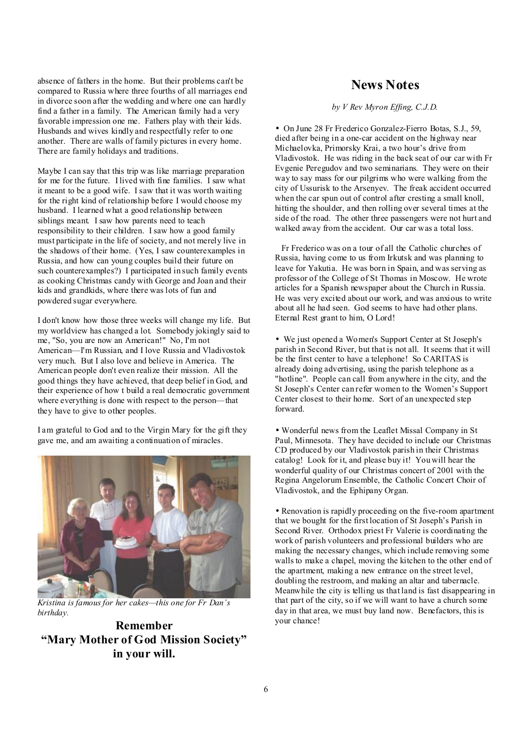absence of fathers in the home. But their problems can't be compared to Russia where three fourths of all marriages end in divorce soon after the wedding and where one can hardly find a father in a family. The American family had a very favorable impression one me. Fathers play with their kids. Husbands and wives kindly and respectfully refer to one another. There are walls of family pictures in every home. There are family holidays and traditions.

Maybe I can say that this trip was like marriage preparation for me for the future. I lived with fine families. I saw what it meant to be a good wife. I saw that it was worth waiting for the right kind of relationship before I would choose my husband. I learned what a good relationship between siblings meant. I saw how parents need to teach responsibility to their children. I saw how a good family must participate in the life of society, and not merely live in the shadows of their home. (Yes, I saw counterexamples in Russia, and how can young couples build their future on such counterexamples?) I participated in such family events as cooking Christmas candy with George and Joan and their kids and grandkids, where there was lots of fun and powdered sugar everywhere.

I don't know how those three weeks will change my life. But my worldview has changed a lot. Somebody jokingly said to me, "So, you are now an American!" No, I'm not American—I'm Russian, and I love Russia and Vladivostok very much. But I also love and believe in America. The American people don't even realize their mission. All the good things they have achieved, that deep belief in God, and their experience of how t build a real democratic government where everything is done with respect to the person—that they have to give to other peoples.

I am grateful to God and to the Virgin Mary for the gift they gave me, and am awaiting a continuation of miracles.

*Kristina is famous for her cakes—this one for Fr Dan's birthday.*

**Remember "Mary Mother of God Mission Society" in your will.**

# News Notes

*by V Rev Myron Effing, C.J.D.*

• On June 28 Fr Frederico Gonzalez-Fierro Botas, S.J., 59, died after being in a one-car accident on the highway near Michaelovka, Primorsky Krai, a two hour's drive from Vladivostok. He was riding in the back seat of our car with Fr Evgenie Peregudov and two seminarians. They were on their way to say mass for our pilgrims who were walking from the city of Ussurisk to the Arsenyev. The freak accident occurred when the car spun out of control after cresting a small knoll, hitting the shoulder, and then rolling over several times at the side of the road. The other three passengers were not hurt and walked away from the accident. Our car was a total loss.

Fr Frederico was on a tour of all the Catholic churches of Russia, having come to us from Irkutsk and was planning to leave for Yakutia. He was born in Spain, and was serving as professor of the College of St Thomas in Moscow. He wrote articles for a Spanish newspaper about the Church in Russia. He was very excited about our work, and was anxious to write about all he had seen. God seems to have had other plans. Eternal Rest grant to him, O Lord!

• We just opened a Women's Support Center at St Joseph's parish in Second River, but that is not all. It seems that it will be the first center to have a telephone! So CARITAS is already doing advertising, using the parish telephone as a "hotline". People can call from anywhere in the city, and the St Joseph's Center can refer women to the Women's Support Center closest to their home. Sort of an unexpected step forward.

• Wonderful news from the Leaflet Missal Company in St Paul, Minnesota. They have decided to include our Christmas CD produced by our Vladivostok parish in their Christmas catalog! Look for it, and please buy it! You will hear the wonderful quality of our Christmas concert of 2001 with the Regina Angelorum Ensemble, the Catholic Concert Choir of Vladivostok, and the Ephipany Organ.

• Renovation is rapidly proceeding on the five-room apartment that we bought for the first location of St Joseph's Parish in Second River. Orthodox priest Fr Valerie is coordinating the work of parish volunteers and professional builders who are making the necessary changes, which include removing some walls to make a chapel, moving the kitchen to the other end of the apartment, making a new entrance on the street level, doubling the restroom, and making an altar and tabernacle. Meanwhile the city is telling us that land is fast disappearing in that part of the city, so if we will want to have a church some day in that area, we must buy land now. Benefactors, this is your chance!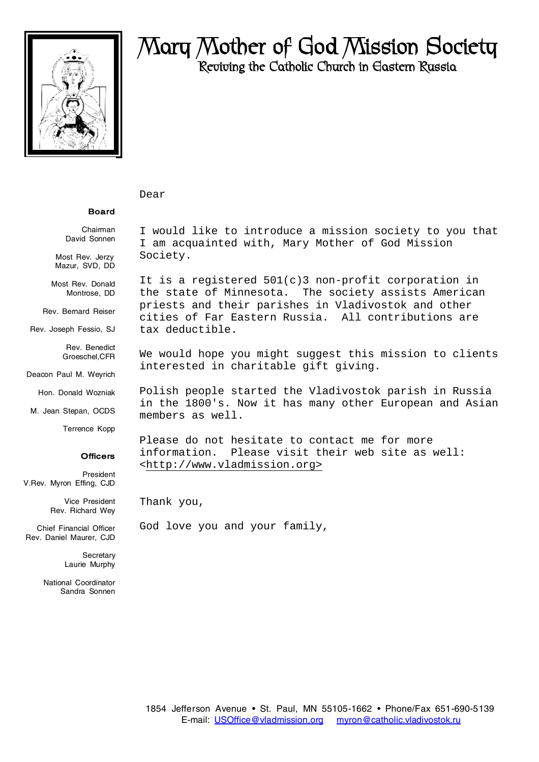# Mary Mother of God Mission Society

Reviving the Catholic Church in Eastern Russia

**Board**

Chairman
David Sonnen

Most Rev. Jerzy Mazur, SVD, DD

Most Rev. Donald Montrose, DD

Rev. Bernard Reiser

Rev. Joseph Fessio, SJ

Rev. Benedict Groeschel,CFR

Deacon Paul M. Weyrich

Hon. Donald Wozniak

M. Jean Stepan, OCDS

Terrence Kopp

**Officers**

President
V.Rev. Myron Effing, CJD

Vice President
Rev. Richard Wey

Chief Financial Officer
Rev. Daniel Maurer, CJD

Secretary
Laurie Murphy

National Coordinator
Sandra Sonnen

Dear

I would like to introduce a mission society to you that I am acquainted with, Mary Mother of God Mission Society.

It is a registered 501(c)3 non-profit corporation in the state of Minnesota. The society assists American priests and their parishes in Vladivostok and other cities of Far Eastern Russia. All contributions are tax deductible.

We would hope you might suggest this mission to clients interested in charitable gift giving.

Polish people started the Vladivostok parish in Russia in the 1800's. Now it has many other European and Asian members as well.

Please do not hesitate to contact me for more information. Please visit their web site as well: <http://www.vladmission.org>

Thank you,

God love you and your family,

1854 Jefferson Avenue • St. Paul, MN 55105-1662 • Phone/Fax 651-690-5139
E-mail: USOffice@vladmission.org myron@catholic.vladivostok.ru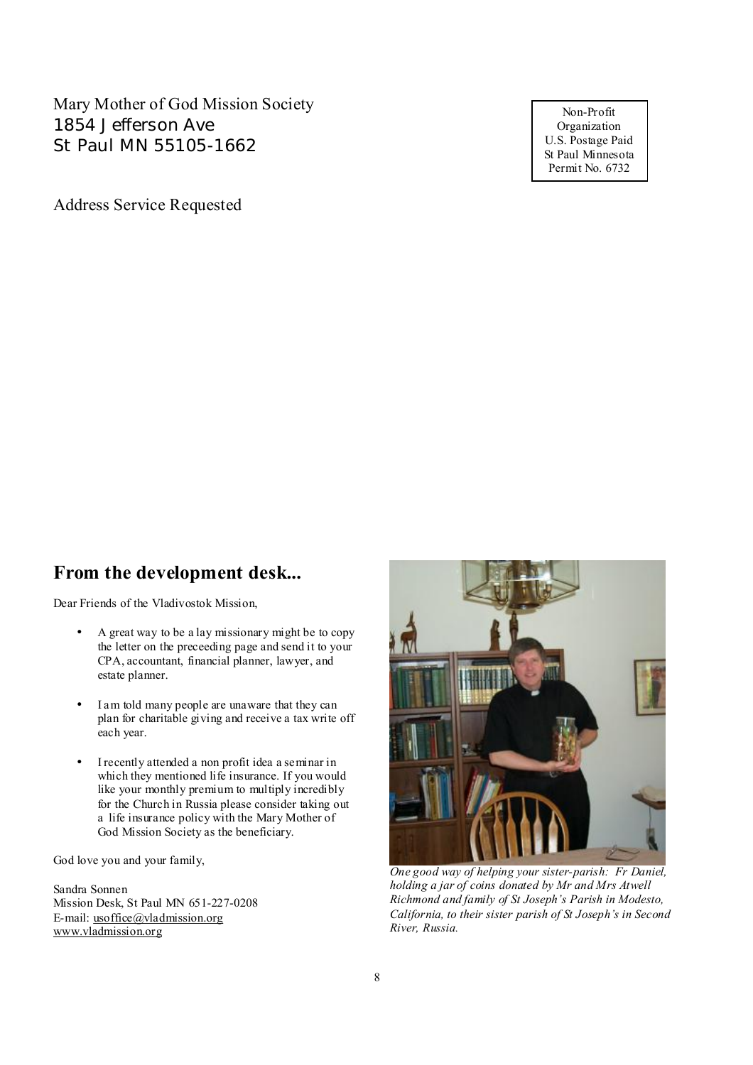Mary Mother of God Mission Society
1854 Jefferson Ave
St Paul MN 55105-1662

Non-Profit
Organization
U.S. Postage Paid
St Paul Minnesota
Permit No. 6732

Address Service Requested

## From the development desk...

Dear Friends of the Vladivostok Mission,

- A great way to be a lay missionary might be to copy the letter on the preceeding page and send it to your CPA, accountant, financial planner, lawyer, and estate planner.
- I am told many people are unaware that they can plan for charitable giving and receive a tax write off each year.
- I recently attended a non profit idea a seminar in which they mentioned life insurance. If you would like your monthly premium to multiply incredibly for the Church in Russia please consider taking out a life insurance policy with the Mary Mother of God Mission Society as the beneficiary.

God love you and your family,

Sandra Sonnen
Mission Desk, St Paul MN 651-227-0208
E-mail: usoffice@vladmission.org
www.vladmission.org

*One good way of helping your sister-parish: Fr Daniel, holding a jar of coins donated by Mr and Mrs Atwell Richmond and family of St Joseph's Parish in Modesto, California, to their sister parish of St Joseph's in Second River, Russia.*